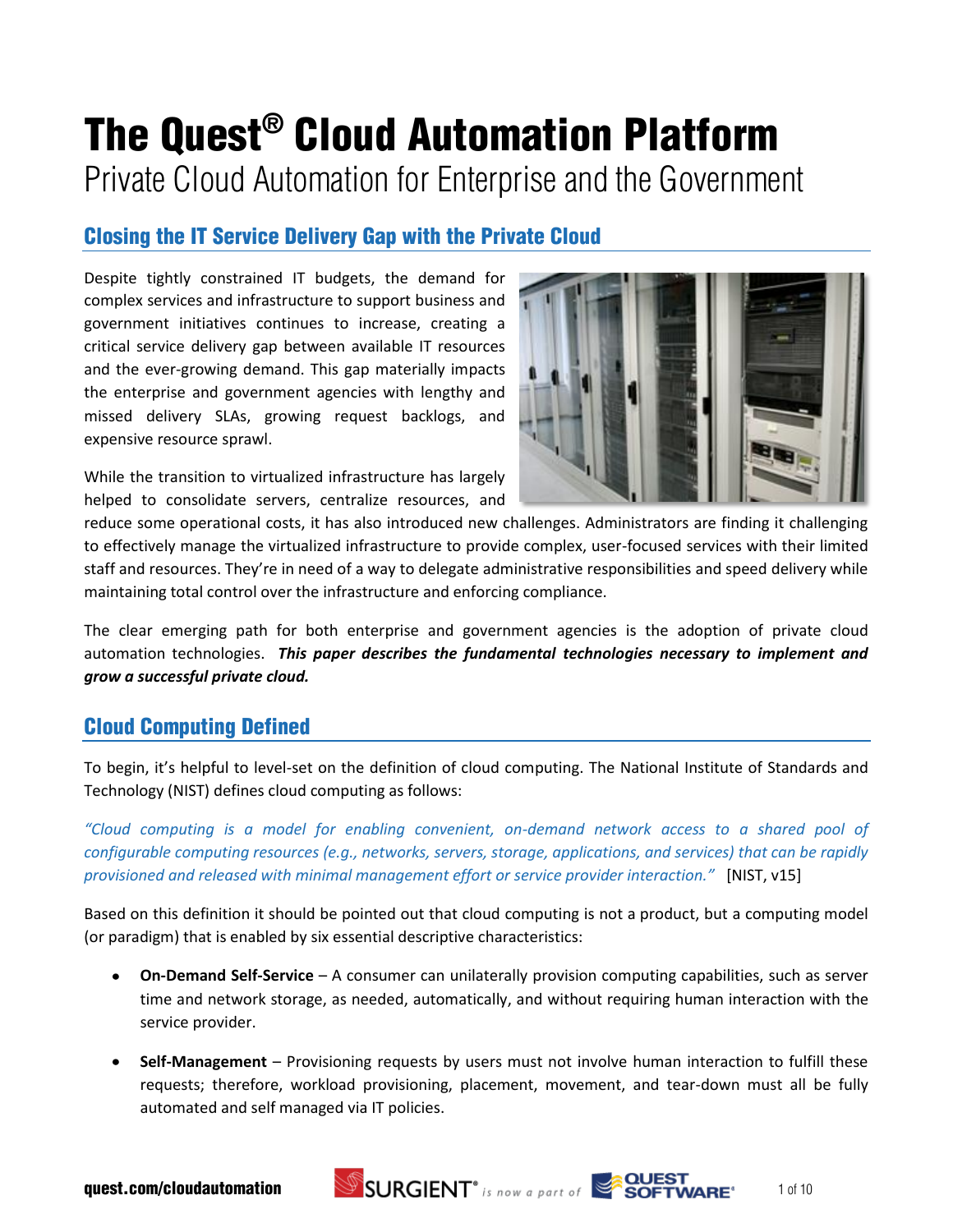# The Quest® Cloud Automation Platform

Private Cloud Automation for Enterprise and the Government

## Closing the IT Service Delivery Gap with the Private Cloud

Despite tightly constrained IT budgets, the demand for complex services and infrastructure to support business and government initiatives continues to increase, creating a critical service delivery gap between available IT resources and the ever-growing demand. This gap materially impacts the enterprise and government agencies with lengthy and missed delivery SLAs, growing request backlogs, and expensive resource sprawl.

While the transition to virtualized infrastructure has largely helped to consolidate servers, centralize resources, and reduce some operational costs, it has also introduced new challenges. Administrators are finding it challenging to effectively manage the virtualized infrastructure to provide complex, user-focused services with their limited staff and resources. They're in need of a way to delegate administrative responsibilities and speed delivery while maintaining total control over the infrastructure and enforcing compliance.

The clear emerging path for both enterprise and government agencies is the adoption of private cloud automation technologies. ***This paper describes the fundamental technologies necessary to implement and grow a successful private cloud.***

## Cloud Computing Defined

To begin, it's helpful to level-set on the definition of cloud computing. The National Institute of Standards and Technology (NIST) defines cloud computing as follows:

*"Cloud computing is a model for enabling convenient, on-demand network access to a shared pool of configurable computing resources (e.g., networks, servers, storage, applications, and services) that can be rapidly provisioned and released with minimal management effort or service provider interaction."* [NIST, v15]

Based on this definition it should be pointed out that cloud computing is not a product, but a computing model (or paradigm) that is enabled by six essential descriptive characteristics:

- **On-Demand Self-Service** – A consumer can unilaterally provision computing capabilities, such as server time and network storage, as needed, automatically, and without requiring human interaction with the service provider.
- **Self-Management** – Provisioning requests by users must not involve human interaction to fulfill these requests; therefore, workload provisioning, placement, movement, and tear-down must all be fully automated and self managed via IT policies.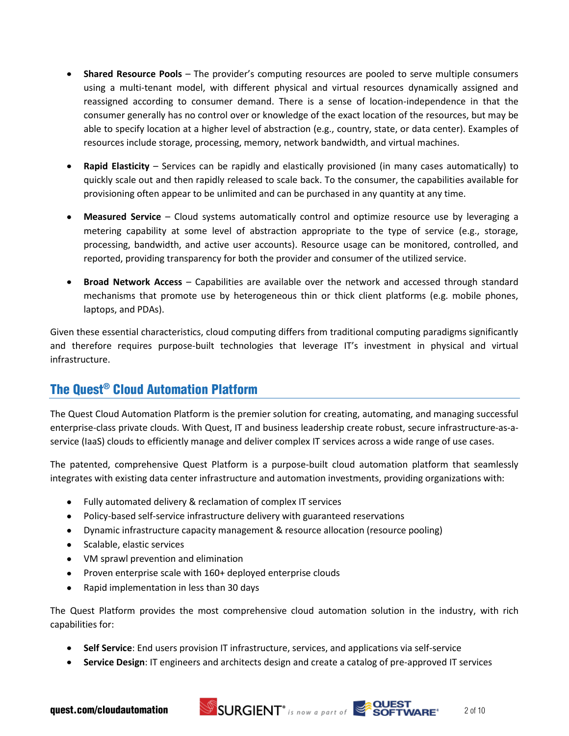- **Shared Resource Pools** – The provider's computing resources are pooled to serve multiple consumers using a multi-tenant model, with different physical and virtual resources dynamically assigned and reassigned according to consumer demand. There is a sense of location-independence in that the consumer generally has no control over or knowledge of the exact location of the resources, but may be able to specify location at a higher level of abstraction (e.g., country, state, or data center). Examples of resources include storage, processing, memory, network bandwidth, and virtual machines.

- **Rapid Elasticity** – Services can be rapidly and elastically provisioned (in many cases automatically) to quickly scale out and then rapidly released to scale back. To the consumer, the capabilities available for provisioning often appear to be unlimited and can be purchased in any quantity at any time.

- **Measured Service** – Cloud systems automatically control and optimize resource use by leveraging a metering capability at some level of abstraction appropriate to the type of service (e.g., storage, processing, bandwidth, and active user accounts). Resource usage can be monitored, controlled, and reported, providing transparency for both the provider and consumer of the utilized service.

- **Broad Network Access** – Capabilities are available over the network and accessed through standard mechanisms that promote use by heterogeneous thin or thick client platforms (e.g. mobile phones, laptops, and PDAs).

Given these essential characteristics, cloud computing differs from traditional computing paradigms significantly and therefore requires purpose-built technologies that leverage IT's investment in physical and virtual infrastructure.

## The Quest® Cloud Automation Platform

The Quest Cloud Automation Platform is the premier solution for creating, automating, and managing successful enterprise-class private clouds. With Quest, IT and business leadership create robust, secure infrastructure-as-a-service (IaaS) clouds to efficiently manage and deliver complex IT services across a wide range of use cases.

The patented, comprehensive Quest Platform is a purpose-built cloud automation platform that seamlessly integrates with existing data center infrastructure and automation investments, providing organizations with:

- Fully automated delivery & reclamation of complex IT services
- Policy-based self-service infrastructure delivery with guaranteed reservations
- Dynamic infrastructure capacity management & resource allocation (resource pooling)
- Scalable, elastic services
- VM sprawl prevention and elimination
- Proven enterprise scale with 160+ deployed enterprise clouds
- Rapid implementation in less than 30 days

The Quest Platform provides the most comprehensive cloud automation solution in the industry, with rich capabilities for:

- **Self Service**: End users provision IT infrastructure, services, and applications via self-service
- **Service Design**: IT engineers and architects design and create a catalog of pre-approved IT services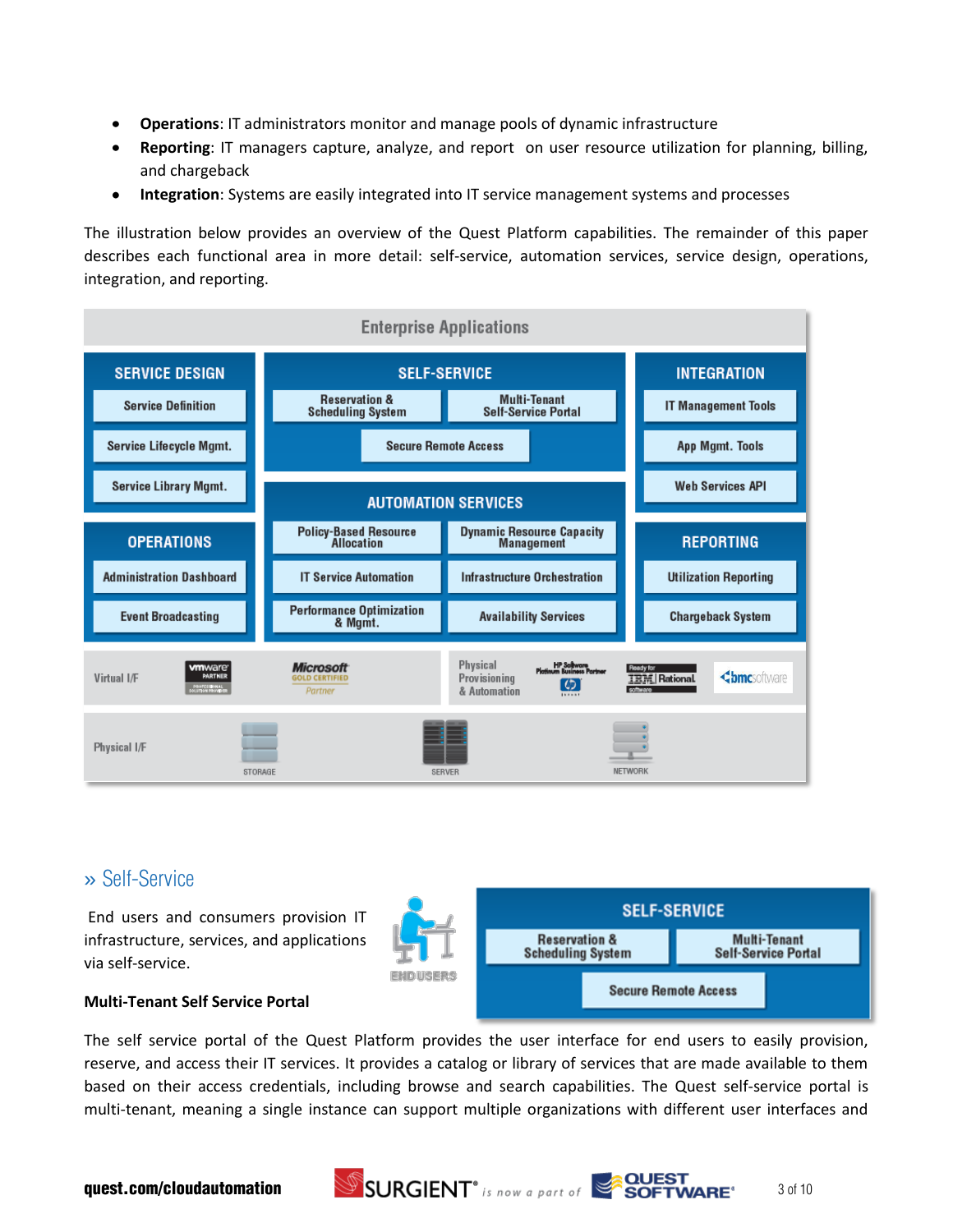- **Operations**: IT administrators monitor and manage pools of dynamic infrastructure
- **Reporting**: IT managers capture, analyze, and report on user resource utilization for planning, billing, and chargeback
- **Integration**: Systems are easily integrated into IT service management systems and processes

The illustration below provides an overview of the Quest Platform capabilities. The remainder of this paper describes each functional area in more detail: self-service, automation services, service design, operations, integration, and reporting.

Enterprise Applications

| SERVICE DESIGN | SELF-SERVICE | INTEGRATION |
| --- | --- | --- |
| Service Definition | Reservation & Scheduling System; Multi-Tenant Self-Service Portal | IT Management Tools |
| Service Lifecycle Mgmt. | Secure Remote Access | App Mgmt. Tools |
| Service Library Mgmt. | | Web Services API |

| OPERATIONS | AUTOMATION SERVICES | REPORTING |
| --- | --- | --- |
| Administration Dashboard | Policy-Based Resource Allocation; Dynamic Resource Capacity Management | Utilization Reporting |
| Event Broadcasting | IT Service Automation; Infrastructure Orchestration | Chargeback System |
| | Performance Optimization & Mgmt.; Availability Services | |

Virtual I/F — vmware PARTNER; Microsoft GOLD CERTIFIED Partner; Physical Provisioning & Automation — HP Software Platinum Business Partner; Ready for IBM Rational software; bmc software

Physical I/F — STORAGE, SERVER, NETWORK

## » Self-Service

End users and consumers provision IT infrastructure, services, and applications via self-service.

ENDUSERS

SELF-SERVICE: Reservation & Scheduling System; Multi-Tenant Self-Service Portal; Secure Remote Access

**Multi-Tenant Self Service Portal**

The self service portal of the Quest Platform provides the user interface for end users to easily provision, reserve, and access their IT services. It provides a catalog or library of services that are made available to them based on their access credentials, including browse and search capabilities. The Quest self-service portal is multi-tenant, meaning a single instance can support multiple organizations with different user interfaces and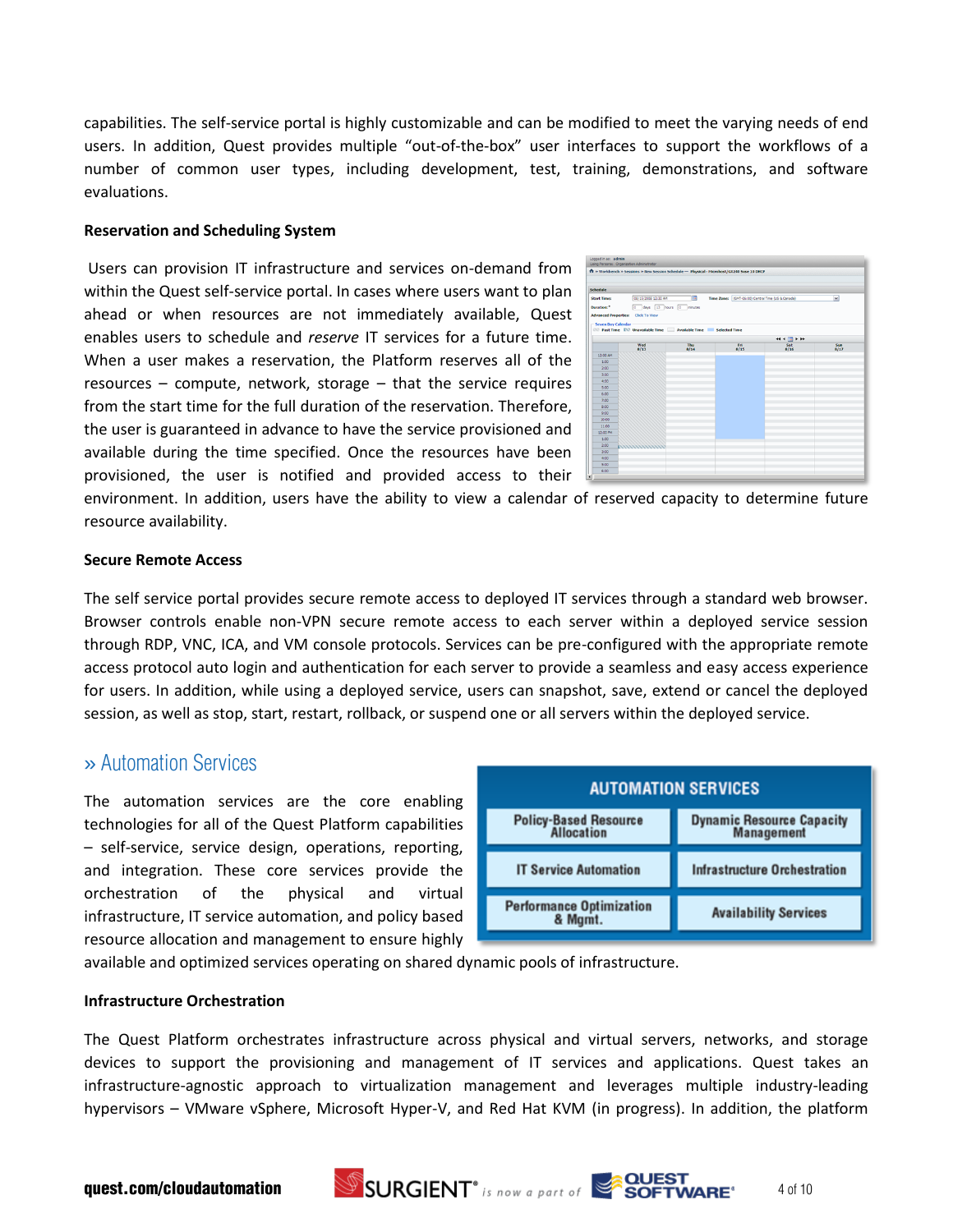capabilities. The self-service portal is highly customizable and can be modified to meet the varying needs of end users. In addition, Quest provides multiple "out-of-the-box" user interfaces to support the workflows of a number of common user types, including development, test, training, demonstrations, and software evaluations.

**Reservation and Scheduling System**

Users can provision IT infrastructure and services on-demand from within the Quest self-service portal. In cases where users want to plan ahead or when resources are not immediately available, Quest enables users to schedule and *reserve* IT services for a future time. When a user makes a reservation, the Platform reserves all of the resources – compute, network, storage – that the service requires from the start time for the full duration of the reservation. Therefore, the user is guaranteed in advance to have the service provisioned and available during the time specified. Once the resources have been provisioned, the user is notified and provided access to their environment. In addition, users have the ability to view a calendar of reserved capacity to determine future resource availability.

**Secure Remote Access**

The self service portal provides secure remote access to deployed IT services through a standard web browser. Browser controls enable non-VPN secure remote access to each server within a deployed service session through RDP, VNC, ICA, and VM console protocols. Services can be pre-configured with the appropriate remote access protocol auto login and authentication for each server to provide a seamless and easy access experience for users. In addition, while using a deployed service, users can snapshot, save, extend or cancel the deployed session, as well as stop, start, restart, rollback, or suspend one or all servers within the deployed service.

## » Automation Services

The automation services are the core enabling technologies for all of the Quest Platform capabilities – self-service, service design, operations, reporting, and integration. These core services provide the orchestration of the physical and virtual infrastructure, IT service automation, and policy based resource allocation and management to ensure highly available and optimized services operating on shared dynamic pools of infrastructure.

| AUTOMATION SERVICES | |
|---|---|
| Policy-Based Resource Allocation | Dynamic Resource Capacity Management |
| IT Service Automation | Infrastructure Orchestration |
| Performance Optimization & Mgmt. | Availability Services |

**Infrastructure Orchestration**

The Quest Platform orchestrates infrastructure across physical and virtual servers, networks, and storage devices to support the provisioning and management of IT services and applications. Quest takes an infrastructure-agnostic approach to virtualization management and leverages multiple industry-leading hypervisors – VMware vSphere, Microsoft Hyper-V, and Red Hat KVM (in progress). In addition, the platform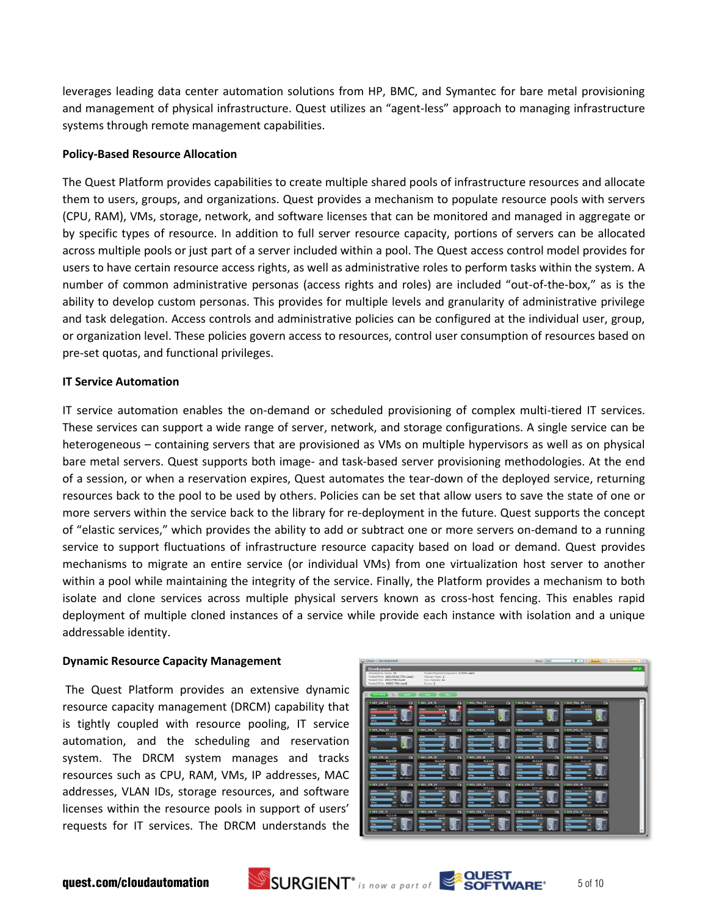leverages leading data center automation solutions from HP, BMC, and Symantec for bare metal provisioning and management of physical infrastructure. Quest utilizes an "agent-less" approach to managing infrastructure systems through remote management capabilities.

**Policy-Based Resource Allocation**

The Quest Platform provides capabilities to create multiple shared pools of infrastructure resources and allocate them to users, groups, and organizations. Quest provides a mechanism to populate resource pools with servers (CPU, RAM), VMs, storage, network, and software licenses that can be monitored and managed in aggregate or by specific types of resource. In addition to full server resource capacity, portions of servers can be allocated across multiple pools or just part of a server included within a pool. The Quest access control model provides for users to have certain resource access rights, as well as administrative roles to perform tasks within the system. A number of common administrative personas (access rights and roles) are included "out-of-the-box," as is the ability to develop custom personas. This provides for multiple levels and granularity of administrative privilege and task delegation. Access controls and administrative policies can be configured at the individual user, group, or organization level. These policies govern access to resources, control user consumption of resources based on pre-set quotas, and functional privileges.

**IT Service Automation**

IT service automation enables the on-demand or scheduled provisioning of complex multi-tiered IT services. These services can support a wide range of server, network, and storage configurations. A single service can be heterogeneous – containing servers that are provisioned as VMs on multiple hypervisors as well as on physical bare metal servers. Quest supports both image- and task-based server provisioning methodologies. At the end of a session, or when a reservation expires, Quest automates the tear-down of the deployed service, returning resources back to the pool to be used by others. Policies can be set that allow users to save the state of one or more servers within the service back to the library for re-deployment in the future. Quest supports the concept of "elastic services," which provides the ability to add or subtract one or more servers on-demand to a running service to support fluctuations of infrastructure resource capacity based on load or demand. Quest provides mechanisms to migrate an entire service (or individual VMs) from one virtualization host server to another within a pool while maintaining the integrity of the service. Finally, the Platform provides a mechanism to both isolate and clone services across multiple physical servers known as cross-host fencing. This enables rapid deployment of multiple cloned instances of a service while provide each instance with isolation and a unique addressable identity.

**Dynamic Resource Capacity Management**

The Quest Platform provides an extensive dynamic resource capacity management (DRCM) capability that is tightly coupled with resource pooling, IT service automation, and the scheduling and reservation system. The DRCM system manages and tracks resources such as CPU, RAM, VMs, IP addresses, MAC addresses, VLAN IDs, storage resources, and software licenses within the resource pools in support of users' requests for IT services. The DRCM understands the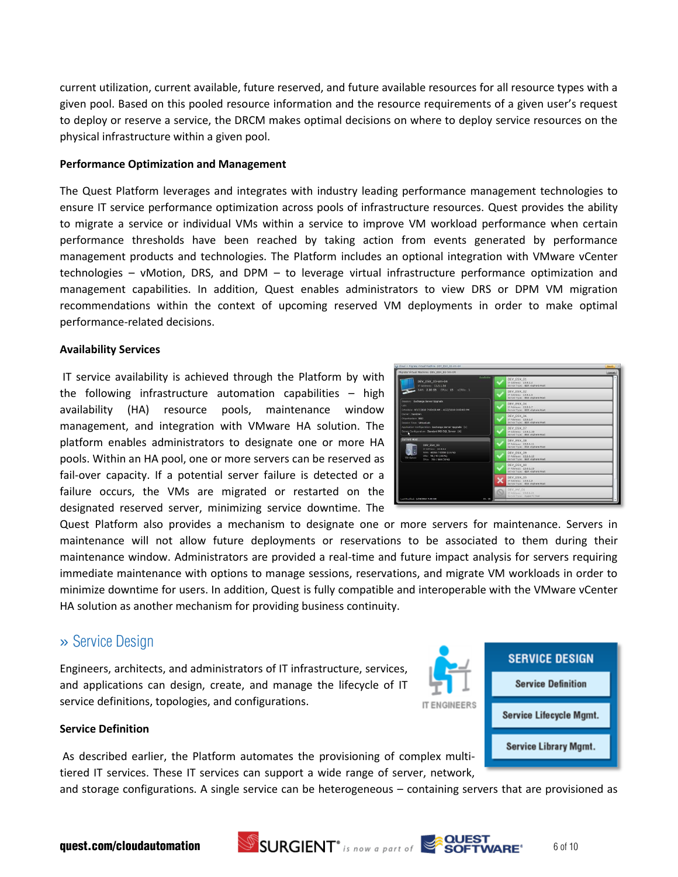current utilization, current available, future reserved, and future available resources for all resource types with a given pool. Based on this pooled resource information and the resource requirements of a given user's request to deploy or reserve a service, the DRCM makes optimal decisions on where to deploy service resources on the physical infrastructure within a given pool.

**Performance Optimization and Management**

The Quest Platform leverages and integrates with industry leading performance management technologies to ensure IT service performance optimization across pools of infrastructure resources. Quest provides the ability to migrate a service or individual VMs within a service to improve VM workload performance when certain performance thresholds have been reached by taking action from events generated by performance management products and technologies. The Platform includes an optional integration with VMware vCenter technologies – vMotion, DRS, and DPM – to leverage virtual infrastructure performance optimization and management capabilities. In addition, Quest enables administrators to view DRS or DPM VM migration recommendations within the context of upcoming reserved VM deployments in order to make optimal performance-related decisions.

**Availability Services**

IT service availability is achieved through the Platform by with the following infrastructure automation capabilities – high availability (HA) resource pools, maintenance window management, and integration with VMware HA solution. The platform enables administrators to designate one or more HA pools. Within an HA pool, one or more servers can be reserved as fail-over capacity. If a potential server failure is detected or a failure occurs, the VMs are migrated or restarted on the designated reserved server, minimizing service downtime. The Quest Platform also provides a mechanism to designate one or more servers for maintenance. Servers in maintenance will not allow future deployments or reservations to be associated to them during their maintenance window. Administrators are provided a real-time and future impact analysis for servers requiring immediate maintenance with options to manage sessions, reservations, and migrate VM workloads in order to minimize downtime for users. In addition, Quest is fully compatible and interoperable with the VMware vCenter HA solution as another mechanism for providing business continuity.

## » Service Design

Engineers, architects, and administrators of IT infrastructure, services, and applications can design, create, and manage the lifecycle of IT service definitions, topologies, and configurations.

IT ENGINEERS

SERVICE DESIGN
- Service Definition
- Service Lifecycle Mgmt.
- Service Library Mgmt.

**Service Definition**

As described earlier, the Platform automates the provisioning of complex multi-tiered IT services. These IT services can support a wide range of server, network, and storage configurations. A single service can be heterogeneous – containing servers that are provisioned as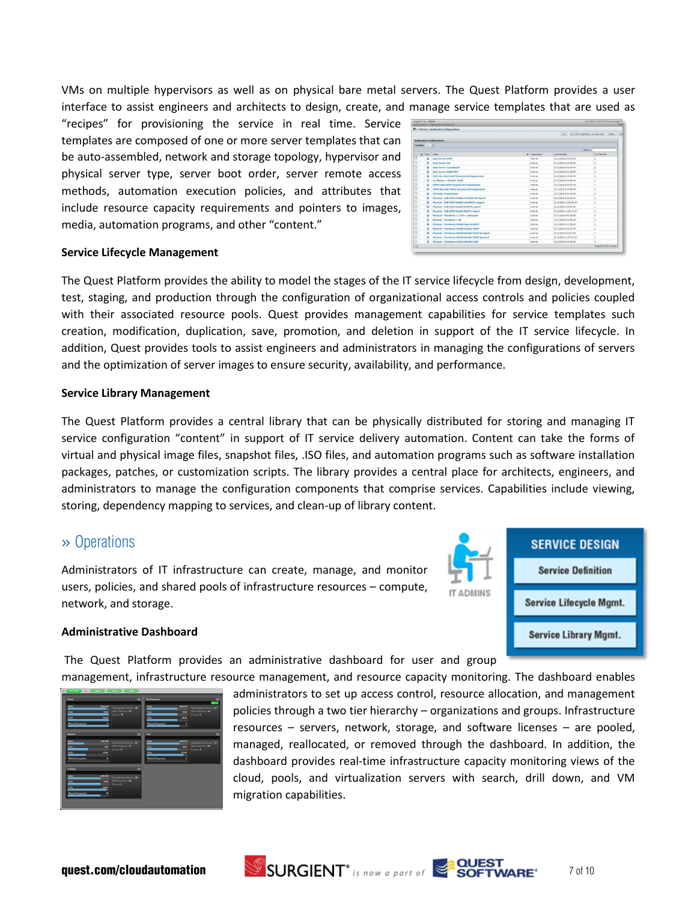VMs on multiple hypervisors as well as on physical bare metal servers. The Quest Platform provides a user interface to assist engineers and architects to design, create, and manage service templates that are used as "recipes" for provisioning the service in real time. Service templates are composed of one or more server templates that can be auto-assembled, network and storage topology, hypervisor and physical server type, server boot order, server remote access methods, automation execution policies, and attributes that include resource capacity requirements and pointers to images, media, automation programs, and other "content."

**Service Lifecycle Management**

The Quest Platform provides the ability to model the stages of the IT service lifecycle from design, development, test, staging, and production through the configuration of organizational access controls and policies coupled with their associated resource pools. Quest provides management capabilities for service templates such creation, modification, duplication, save, promotion, and deletion in support of the IT service lifecycle. In addition, Quest provides tools to assist engineers and administrators in managing the configurations of servers and the optimization of server images to ensure security, availability, and performance.

**Service Library Management**

The Quest Platform provides a central library that can be physically distributed for storing and managing IT service configuration "content" in support of IT service delivery automation. Content can take the forms of virtual and physical image files, snapshot files, .ISO files, and automation programs such as software installation packages, patches, or customization scripts. The library provides a central place for architects, engineers, and administrators to manage the configuration components that comprise services. Capabilities include viewing, storing, dependency mapping to services, and clean-up of library content.

## » Operations

Administrators of IT infrastructure can create, manage, and monitor users, policies, and shared pools of infrastructure resources – compute, network, and storage.

IT ADMINS

**SERVICE DESIGN**

- Service Definition
- Service Lifecycle Mgmt.
- Service Library Mgmt.

**Administrative Dashboard**

The Quest Platform provides an administrative dashboard for user and group management, infrastructure resource management, and resource capacity monitoring. The dashboard enables administrators to set up access control, resource allocation, and management policies through a two tier hierarchy – organizations and groups. Infrastructure resources – servers, network, storage, and software licenses – are pooled, managed, reallocated, or removed through the dashboard. In addition, the dashboard provides real-time infrastructure capacity monitoring views of the cloud, pools, and virtualization servers with search, drill down, and VM migration capabilities.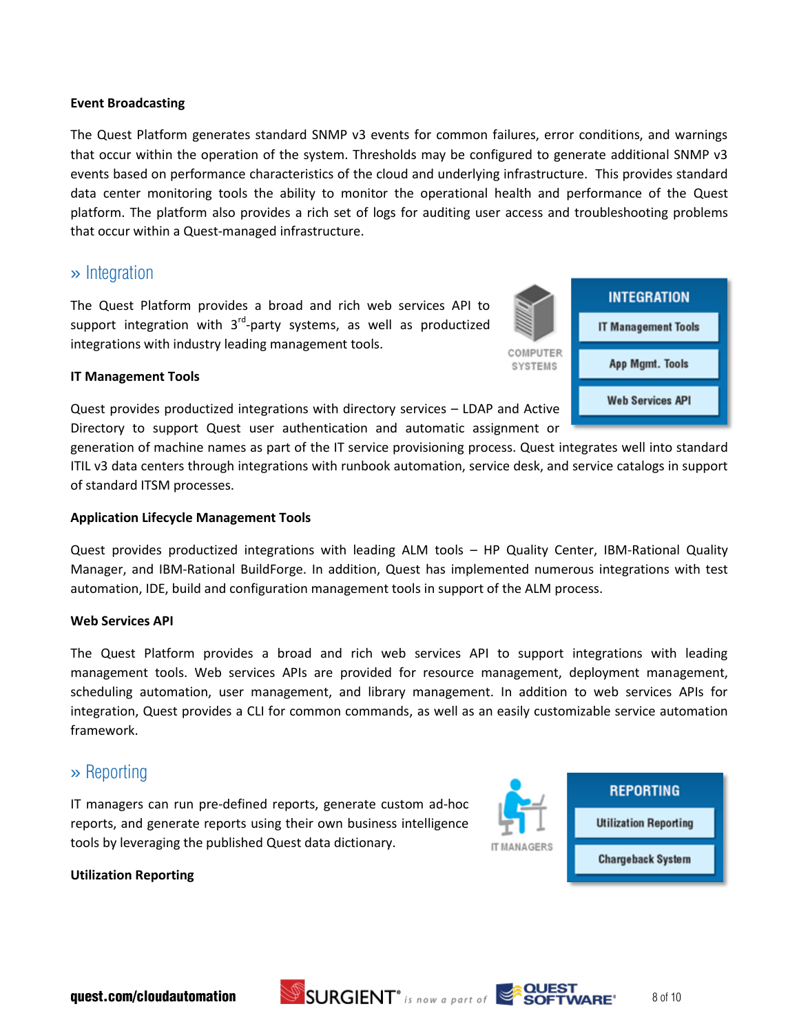**Event Broadcasting**

The Quest Platform generates standard SNMP v3 events for common failures, error conditions, and warnings that occur within the operation of the system. Thresholds may be configured to generate additional SNMP v3 events based on performance characteristics of the cloud and underlying infrastructure. This provides standard data center monitoring tools the ability to monitor the operational health and performance of the Quest platform. The platform also provides a rich set of logs for auditing user access and troubleshooting problems that occur within a Quest-managed infrastructure.

## » Integration

The Quest Platform provides a broad and rich web services API to support integration with 3rd-party systems, as well as productized integrations with industry leading management tools.

COMPUTER SYSTEMS

**INTEGRATION**
- IT Management Tools
- App Mgmt. Tools
- Web Services API

**IT Management Tools**

Quest provides productized integrations with directory services – LDAP and Active Directory to support Quest user authentication and automatic assignment or generation of machine names as part of the IT service provisioning process. Quest integrates well into standard ITIL v3 data centers through integrations with runbook automation, service desk, and service catalogs in support of standard ITSM processes.

**Application Lifecycle Management Tools**

Quest provides productized integrations with leading ALM tools – HP Quality Center, IBM-Rational Quality Manager, and IBM-Rational BuildForge. In addition, Quest has implemented numerous integrations with test automation, IDE, build and configuration management tools in support of the ALM process.

**Web Services API**

The Quest Platform provides a broad and rich web services API to support integrations with leading management tools. Web services APIs are provided for resource management, deployment management, scheduling automation, user management, and library management. In addition to web services APIs for integration, Quest provides a CLI for common commands, as well as an easily customizable service automation framework.

## » Reporting

IT managers can run pre-defined reports, generate custom ad-hoc reports, and generate reports using their own business intelligence tools by leveraging the published Quest data dictionary.

IT MANAGERS

**REPORTING**
- Utilization Reporting
- Chargeback System

**Utilization Reporting**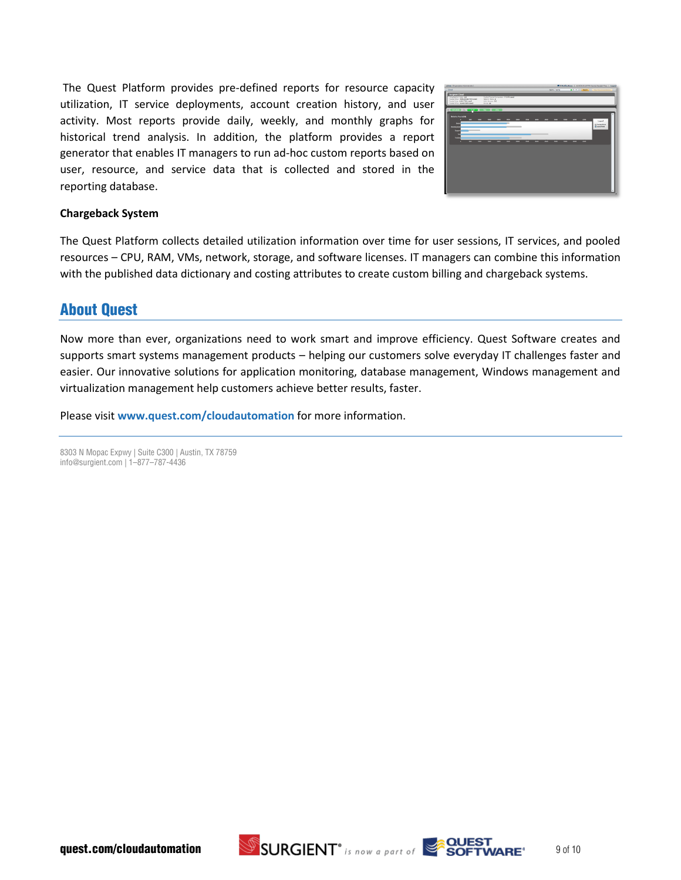The Quest Platform provides pre-defined reports for resource capacity utilization, IT service deployments, account creation history, and user activity. Most reports provide daily, weekly, and monthly graphs for historical trend analysis. In addition, the platform provides a report generator that enables IT managers to run ad-hoc custom reports based on user, resource, and service data that is collected and stored in the reporting database.

**Chargeback System**

The Quest Platform collects detailed utilization information over time for user sessions, IT services, and pooled resources – CPU, RAM, VMs, network, storage, and software licenses. IT managers can combine this information with the published data dictionary and costing attributes to create custom billing and chargeback systems.

## About Quest

Now more than ever, organizations need to work smart and improve efficiency. Quest Software creates and supports smart systems management products – helping our customers solve everyday IT challenges faster and easier. Our innovative solutions for application monitoring, database management, Windows management and virtualization management help customers achieve better results, faster.

Please visit **www.quest.com/cloudautomation** for more information.

8303 N Mopac Expwy | Suite C300 | Austin, TX 78759
info@surgient.com | 1–877–787-4436